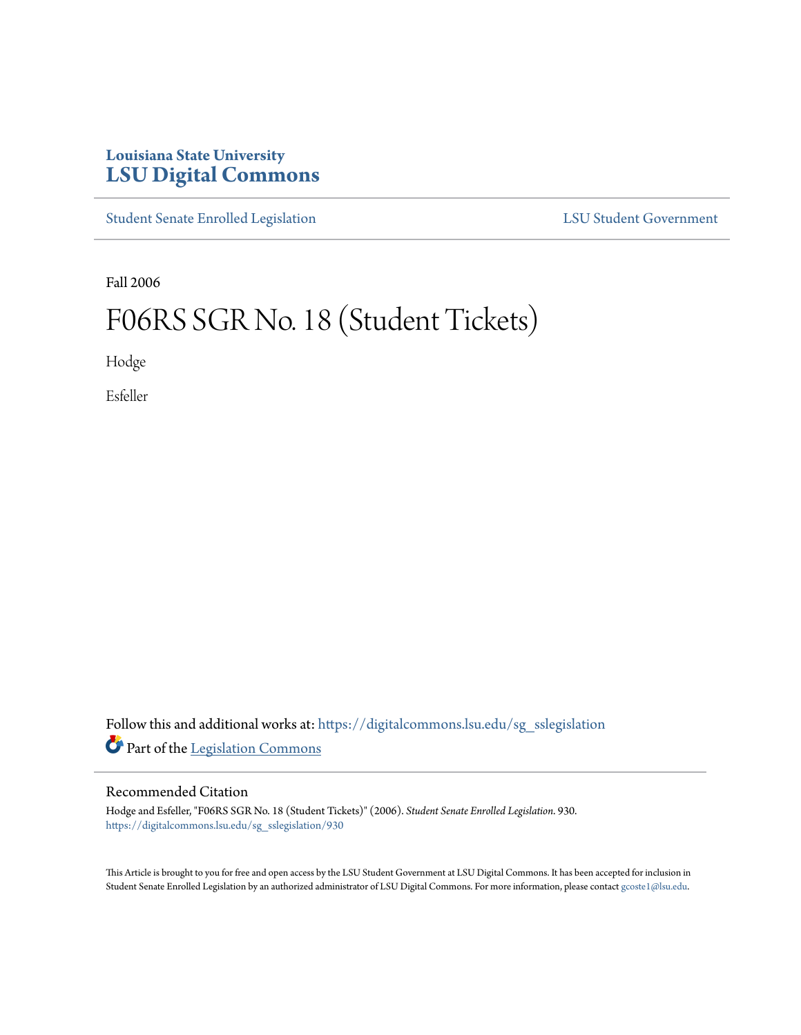Louisiana State University
# LSU Digital Commons

Student Senate Enrolled Legislation | LSU Student Government

Fall 2006

# F06RS SGR No. 18 (Student Tickets)

Hodge

Esfeller

Follow this and additional works at: https://digitalcommons.lsu.edu/sg_sslegislation

Part of the Legislation Commons

## Recommended Citation

Hodge and Esfeller, "F06RS SGR No. 18 (Student Tickets)" (2006). *Student Senate Enrolled Legislation*. 930.
https://digitalcommons.lsu.edu/sg_sslegislation/930

This Article is brought to you for free and open access by the LSU Student Government at LSU Digital Commons. It has been accepted for inclusion in Student Senate Enrolled Legislation by an authorized administrator of LSU Digital Commons. For more information, please contact gcoste1@lsu.edu.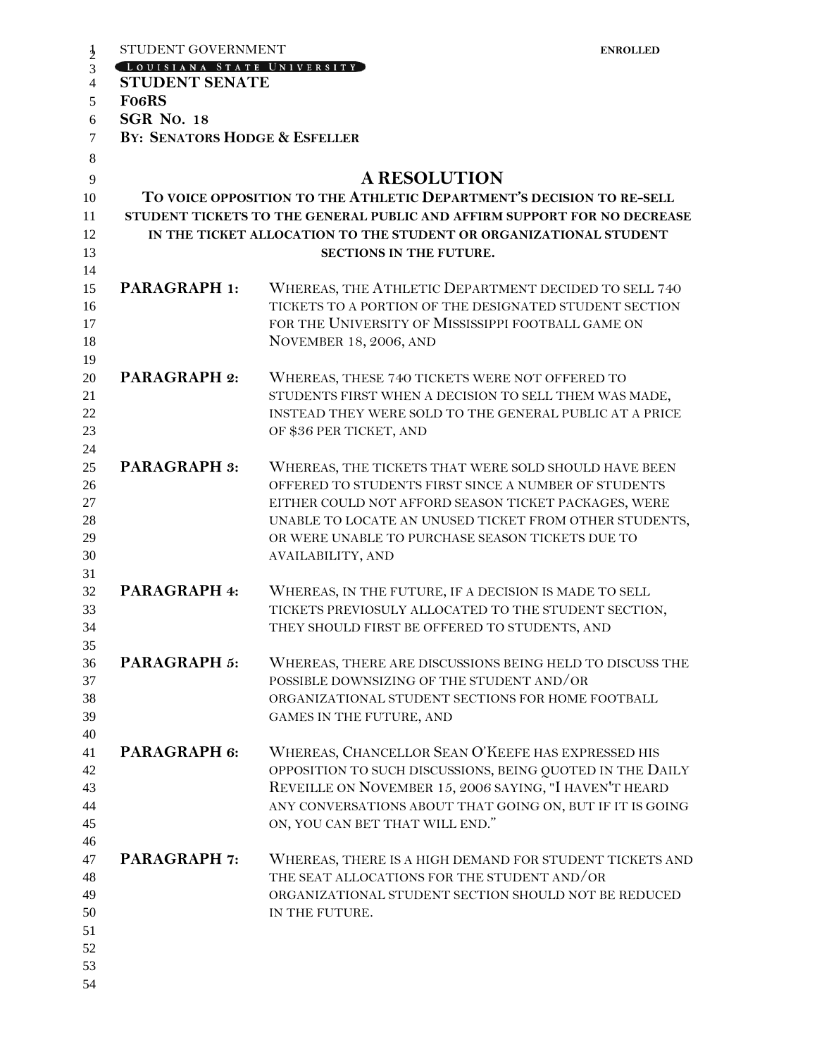STUDENT GOVERNMENT

LOUISIANA STATE UNIVERSITY

**ENROLLED**

**STUDENT SENATE**

**F06RS**

**SGR NO. 18**

**BY: SENATORS HODGE & ESFELLER**

# A RESOLUTION

**TO VOICE OPPOSITION TO THE ATHLETIC DEPARTMENT'S DECISION TO RE-SELL STUDENT TICKETS TO THE GENERAL PUBLIC AND AFFIRM SUPPORT FOR NO DECREASE IN THE TICKET ALLOCATION TO THE STUDENT OR ORGANIZATIONAL STUDENT SECTIONS IN THE FUTURE.**

**PARAGRAPH 1:** WHEREAS, THE ATHLETIC DEPARTMENT DECIDED TO SELL 740 TICKETS TO A PORTION OF THE DESIGNATED STUDENT SECTION FOR THE UNIVERSITY OF MISSISSIPPI FOOTBALL GAME ON NOVEMBER 18, 2006, AND

**PARAGRAPH 2:** WHEREAS, THESE 740 TICKETS WERE NOT OFFERED TO STUDENTS FIRST WHEN A DECISION TO SELL THEM WAS MADE, INSTEAD THEY WERE SOLD TO THE GENERAL PUBLIC AT A PRICE OF $36 PER TICKET, AND

**PARAGRAPH 3:** WHEREAS, THE TICKETS THAT WERE SOLD SHOULD HAVE BEEN OFFERED TO STUDENTS FIRST SINCE A NUMBER OF STUDENTS EITHER COULD NOT AFFORD SEASON TICKET PACKAGES, WERE UNABLE TO LOCATE AN UNUSED TICKET FROM OTHER STUDENTS, OR WERE UNABLE TO PURCHASE SEASON TICKETS DUE TO AVAILABILITY, AND

**PARAGRAPH 4:** WHEREAS, IN THE FUTURE, IF A DECISION IS MADE TO SELL TICKETS PREVIOSULY ALLOCATED TO THE STUDENT SECTION, THEY SHOULD FIRST BE OFFERED TO STUDENTS, AND

**PARAGRAPH 5:** WHEREAS, THERE ARE DISCUSSIONS BEING HELD TO DISCUSS THE POSSIBLE DOWNSIZING OF THE STUDENT AND/OR ORGANIZATIONAL STUDENT SECTIONS FOR HOME FOOTBALL GAMES IN THE FUTURE, AND

**PARAGRAPH 6:** WHEREAS, CHANCELLOR SEAN O'KEEFE HAS EXPRESSED HIS OPPOSITION TO SUCH DISCUSSIONS, BEING QUOTED IN THE DAILY REVEILLE ON NOVEMBER 15, 2006 SAYING, "I HAVEN'T HEARD ANY CONVERSATIONS ABOUT THAT GOING ON, BUT IF IT IS GOING ON, YOU CAN BET THAT WILL END."

**PARAGRAPH 7:** WHEREAS, THERE IS A HIGH DEMAND FOR STUDENT TICKETS AND THE SEAT ALLOCATIONS FOR THE STUDENT AND/OR ORGANIZATIONAL STUDENT SECTION SHOULD NOT BE REDUCED IN THE FUTURE.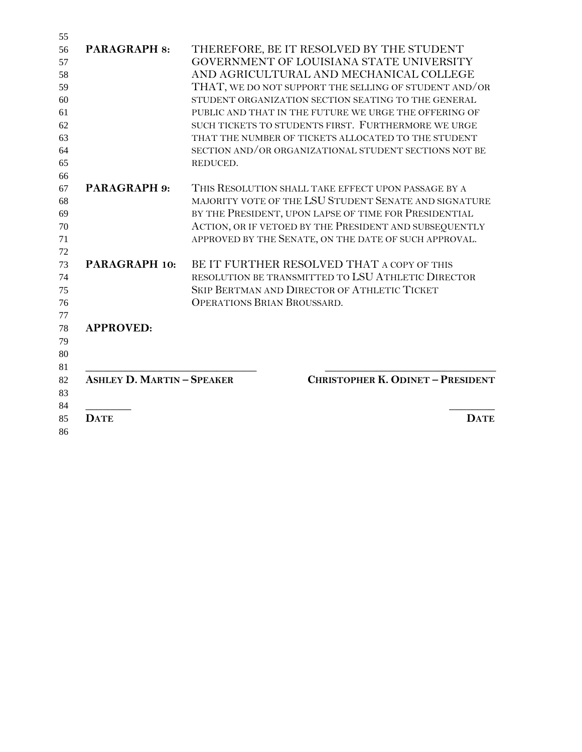**PARAGRAPH 8:** THEREFORE, BE IT RESOLVED BY THE STUDENT GOVERNMENT OF LOUISIANA STATE UNIVERSITY AND AGRICULTURAL AND MECHANICAL COLLEGE THAT, WE DO NOT SUPPORT THE SELLING OF STUDENT AND/OR STUDENT ORGANIZATION SECTION SEATING TO THE GENERAL PUBLIC AND THAT IN THE FUTURE WE URGE THE OFFERING OF SUCH TICKETS TO STUDENTS FIRST. FURTHERMORE WE URGE THAT THE NUMBER OF TICKETS ALLOCATED TO THE STUDENT SECTION AND/OR ORGANIZATIONAL STUDENT SECTIONS NOT BE REDUCED.

**PARAGRAPH 9:** THIS RESOLUTION SHALL TAKE EFFECT UPON PASSAGE BY A MAJORITY VOTE OF THE LSU STUDENT SENATE AND SIGNATURE BY THE PRESIDENT, UPON LAPSE OF TIME FOR PRESIDENTIAL ACTION, OR IF VETOED BY THE PRESIDENT AND SUBSEQUENTLY APPROVED BY THE SENATE, ON THE DATE OF SUCH APPROVAL.

**PARAGRAPH 10:** BE IT FURTHER RESOLVED THAT A COPY OF THIS RESOLUTION BE TRANSMITTED TO LSU ATHLETIC DIRECTOR SKIP BERTMAN AND DIRECTOR OF ATHLETIC TICKET OPERATIONS BRIAN BROUSSARD.

**APPROVED:**

______________________________

**ASHLEY D. MARTIN – SPEAKER**

________

**DATE**

______________________________

**CHRISTOPHER K. ODINET – PRESIDENT**

________

**DATE**